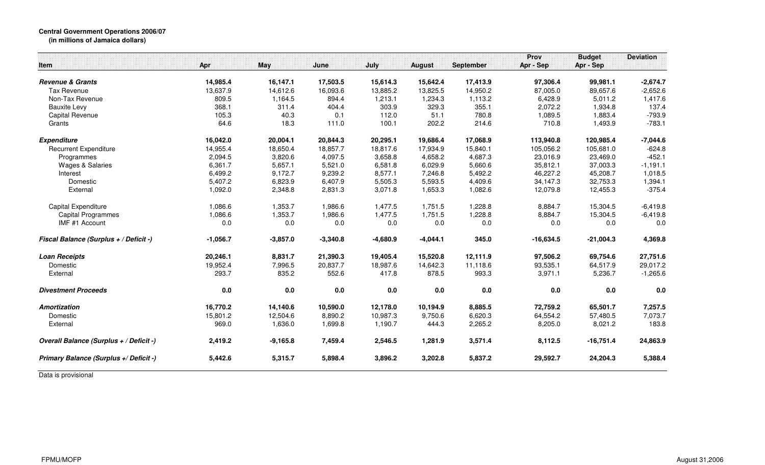**Central Government Operations 2006/07**
**(in millions of Jamaica dollars)**

| Item | Apr | May | June | July | August | September | Prov Apr - Sep | Budget Apr - Sep | Deviation |
|---|---|---|---|---|---|---|---|---|---|
| ***Revenue & Grants*** | **14,985.4** | **16,147.1** | **17,503.5** | **15,614.3** | **15,642.4** | **17,413.9** | **97,306.4** | **99,981.1** | **-2,674.7** |
| Tax Revenue | 13,637.9 | 14,612.6 | 16,093.6 | 13,885.2 | 13,825.5 | 14,950.2 | 87,005.0 | 89,657.6 | -2,652.6 |
| Non-Tax Revenue | 809.5 | 1,164.5 | 894.4 | 1,213.1 | 1,234.3 | 1,113.2 | 6,428.9 | 5,011.2 | 1,417.6 |
| Bauxite Levy | 368.1 | 311.4 | 404.4 | 303.9 | 329.3 | 355.1 | 2,072.2 | 1,934.8 | 137.4 |
| Capital Revenue | 105.3 | 40.3 | 0.1 | 112.0 | 51.1 | 780.8 | 1,089.5 | 1,883.4 | -793.9 |
| Grants | 64.6 | 18.3 | 111.0 | 100.1 | 202.2 | 214.6 | 710.8 | 1,493.9 | -783.1 |
| ***Expenditure*** | **16,042.0** | **20,004.1** | **20,844.3** | **20,295.1** | **19,686.4** | **17,068.9** | **113,940.8** | **120,985.4** | **-7,044.6** |
| Recurrent Expenditure | 14,955.4 | 18,650.4 | 18,857.7 | 18,817.6 | 17,934.9 | 15,840.1 | 105,056.2 | 105,681.0 | -624.8 |
| Programmes | 2,094.5 | 3,820.6 | 4,097.5 | 3,658.8 | 4,658.2 | 4,687.3 | 23,016.9 | 23,469.0 | -452.1 |
| Wages & Salaries | 6,361.7 | 5,657.1 | 5,521.0 | 6,581.8 | 6,029.9 | 5,660.6 | 35,812.1 | 37,003.3 | -1,191.1 |
| Interest | 6,499.2 | 9,172.7 | 9,239.2 | 8,577.1 | 7,246.8 | 5,492.2 | 46,227.2 | 45,208.7 | 1,018.5 |
| Domestic | 5,407.2 | 6,823.9 | 6,407.9 | 5,505.3 | 5,593.5 | 4,409.6 | 34,147.3 | 32,753.3 | 1,394.1 |
| External | 1,092.0 | 2,348.8 | 2,831.3 | 3,071.8 | 1,653.3 | 1,082.6 | 12,079.8 | 12,455.3 | -375.4 |
| Capital Expenditure | 1,086.6 | 1,353.7 | 1,986.6 | 1,477.5 | 1,751.5 | 1,228.8 | 8,884.7 | 15,304.5 | -6,419.8 |
| Capital Programmes | 1,086.6 | 1,353.7 | 1,986.6 | 1,477.5 | 1,751.5 | 1,228.8 | 8,884.7 | 15,304.5 | -6,419.8 |
| IMF #1 Account | 0.0 | 0.0 | 0.0 | 0.0 | 0.0 | 0.0 | 0.0 | 0.0 | 0.0 |
| ***Fiscal Balance (Surplus + / Deficit -)*** | **-1,056.7** | **-3,857.0** | **-3,340.8** | **-4,680.9** | **-4,044.1** | **345.0** | **-16,634.5** | **-21,004.3** | **4,369.8** |
| ***Loan Receipts*** | **20,246.1** | **8,831.7** | **21,390.3** | **19,405.4** | **15,520.8** | **12,111.9** | **97,506.2** | **69,754.6** | **27,751.6** |
| Domestic | 19,952.4 | 7,996.5 | 20,837.7 | 18,987.6 | 14,642.3 | 11,118.6 | 93,535.1 | 64,517.9 | 29,017.2 |
| External | 293.7 | 835.2 | 552.6 | 417.8 | 878.5 | 993.3 | 3,971.1 | 5,236.7 | -1,265.6 |
| ***Divestment Proceeds*** | **0.0** | **0.0** | **0.0** | **0.0** | **0.0** | **0.0** | **0.0** | **0.0** | **0.0** |
| ***Amortization*** | **16,770.2** | **14,140.6** | **10,590.0** | **12,178.0** | **10,194.9** | **8,885.5** | **72,759.2** | **65,501.7** | **7,257.5** |
| Domestic | 15,801.2 | 12,504.6 | 8,890.2 | 10,987.3 | 9,750.6 | 6,620.3 | 64,554.2 | 57,480.5 | 7,073.7 |
| External | 969.0 | 1,636.0 | 1,699.8 | 1,190.7 | 444.3 | 2,265.2 | 8,205.0 | 8,021.2 | 183.8 |
| ***Overall Balance (Surplus + / Deficit -)*** | **2,419.2** | **-9,165.8** | **7,459.4** | **2,546.5** | **1,281.9** | **3,571.4** | **8,112.5** | **-16,751.4** | **24,863.9** |
| ***Primary Balance (Surplus +/ Deficit -)*** | **5,442.6** | **5,315.7** | **5,898.4** | **3,896.2** | **3,202.8** | **5,837.2** | **29,592.7** | **24,204.3** | **5,388.4** |

Data is provisional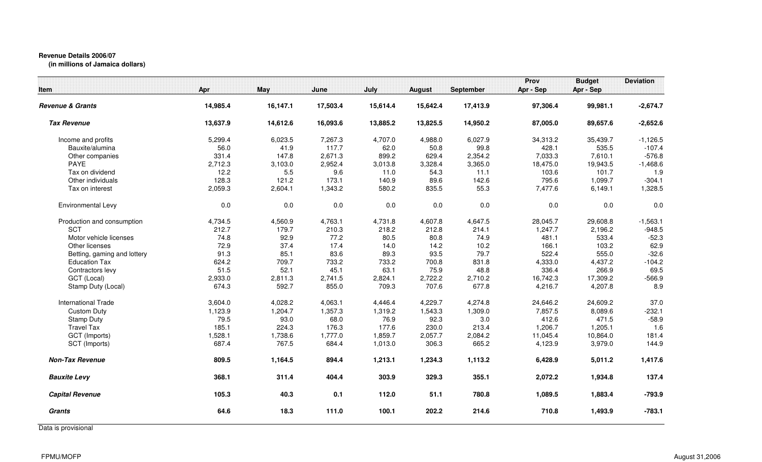**Revenue Details 2006/07**
**(in millions of Jamaica dollars)**

| Item | Apr | May | June | July | August | September | Prov Apr - Sep | Budget Apr - Sep | Deviation |
|---|---|---|---|---|---|---|---|---|---|
| ***Revenue & Grants*** | **14,985.4** | **16,147.1** | **17,503.4** | **15,614.4** | **15,642.4** | **17,413.9** | **97,306.4** | **99,981.1** | **-2,674.7** |
| ***Tax Revenue*** | **13,637.9** | **14,612.6** | **16,093.6** | **13,885.2** | **13,825.5** | **14,950.2** | **87,005.0** | **89,657.6** | **-2,652.6** |
| Income and profits | 5,299.4 | 6,023.5 | 7,267.3 | 4,707.0 | 4,988.0 | 6,027.9 | 34,313.2 | 35,439.7 | -1,126.5 |
| Bauxite/alumina | 56.0 | 41.9 | 117.7 | 62.0 | 50.8 | 99.8 | 428.1 | 535.5 | -107.4 |
| Other companies | 331.4 | 147.8 | 2,671.3 | 899.2 | 629.4 | 2,354.2 | 7,033.3 | 7,610.1 | -576.8 |
| PAYE | 2,712.3 | 3,103.0 | 2,952.4 | 3,013.8 | 3,328.4 | 3,365.0 | 18,475.0 | 19,943.5 | -1,468.6 |
| Tax on dividend | 12.2 | 5.5 | 9.6 | 11.0 | 54.3 | 11.1 | 103.6 | 101.7 | 1.9 |
| Other individuals | 128.3 | 121.2 | 173.1 | 140.9 | 89.6 | 142.6 | 795.6 | 1,099.7 | -304.1 |
| Tax on interest | 2,059.3 | 2,604.1 | 1,343.2 | 580.2 | 835.5 | 55.3 | 7,477.6 | 6,149.1 | 1,328.5 |
| Environmental Levy | 0.0 | 0.0 | 0.0 | 0.0 | 0.0 | 0.0 | 0.0 | 0.0 | 0.0 |
| Production and consumption | 4,734.5 | 4,560.9 | 4,763.1 | 4,731.8 | 4,607.8 | 4,647.5 | 28,045.7 | 29,608.8 | -1,563.1 |
| SCT | 212.7 | 179.7 | 210.3 | 218.2 | 212.8 | 214.1 | 1,247.7 | 2,196.2 | -948.5 |
| Motor vehicle licenses | 74.8 | 92.9 | 77.2 | 80.5 | 80.8 | 74.9 | 481.1 | 533.4 | -52.3 |
| Other licenses | 72.9 | 37.4 | 17.4 | 14.0 | 14.2 | 10.2 | 166.1 | 103.2 | 62.9 |
| Betting, gaming and lottery | 91.3 | 85.1 | 83.6 | 89.3 | 93.5 | 79.7 | 522.4 | 555.0 | -32.6 |
| Education Tax | 624.2 | 709.7 | 733.2 | 733.2 | 700.8 | 831.8 | 4,333.0 | 4,437.2 | -104.2 |
| Contractors levy | 51.5 | 52.1 | 45.1 | 63.1 | 75.9 | 48.8 | 336.4 | 266.9 | 69.5 |
| GCT (Local) | 2,933.0 | 2,811.3 | 2,741.5 | 2,824.1 | 2,722.2 | 2,710.2 | 16,742.3 | 17,309.2 | -566.9 |
| Stamp Duty (Local) | 674.3 | 592.7 | 855.0 | 709.3 | 707.6 | 677.8 | 4,216.7 | 4,207.8 | 8.9 |
| International Trade | 3,604.0 | 4,028.2 | 4,063.1 | 4,446.4 | 4,229.7 | 4,274.8 | 24,646.2 | 24,609.2 | 37.0 |
| Custom Duty | 1,123.9 | 1,204.7 | 1,357.3 | 1,319.2 | 1,543.3 | 1,309.0 | 7,857.5 | 8,089.6 | -232.1 |
| Stamp Duty | 79.5 | 93.0 | 68.0 | 76.9 | 92.3 | 3.0 | 412.6 | 471.5 | -58.9 |
| Travel Tax | 185.1 | 224.3 | 176.3 | 177.6 | 230.0 | 213.4 | 1,206.7 | 1,205.1 | 1.6 |
| GCT (Imports) | 1,528.1 | 1,738.6 | 1,777.0 | 1,859.7 | 2,057.7 | 2,084.2 | 11,045.4 | 10,864.0 | 181.4 |
| SCT (Imports) | 687.4 | 767.5 | 684.4 | 1,013.0 | 306.3 | 665.2 | 4,123.9 | 3,979.0 | 144.9 |
| ***Non-Tax Revenue*** | **809.5** | **1,164.5** | **894.4** | **1,213.1** | **1,234.3** | **1,113.2** | **6,428.9** | **5,011.2** | **1,417.6** |
| ***Bauxite Levy*** | **368.1** | **311.4** | **404.4** | **303.9** | **329.3** | **355.1** | **2,072.2** | **1,934.8** | **137.4** |
| ***Capital Revenue*** | **105.3** | **40.3** | **0.1** | **112.0** | **51.1** | **780.8** | **1,089.5** | **1,883.4** | **-793.9** |
| ***Grants*** | **64.6** | **18.3** | **111.0** | **100.1** | **202.2** | **214.6** | **710.8** | **1,493.9** | **-783.1** |

Data is provisional

FPMU/MOFP

August 31,2006